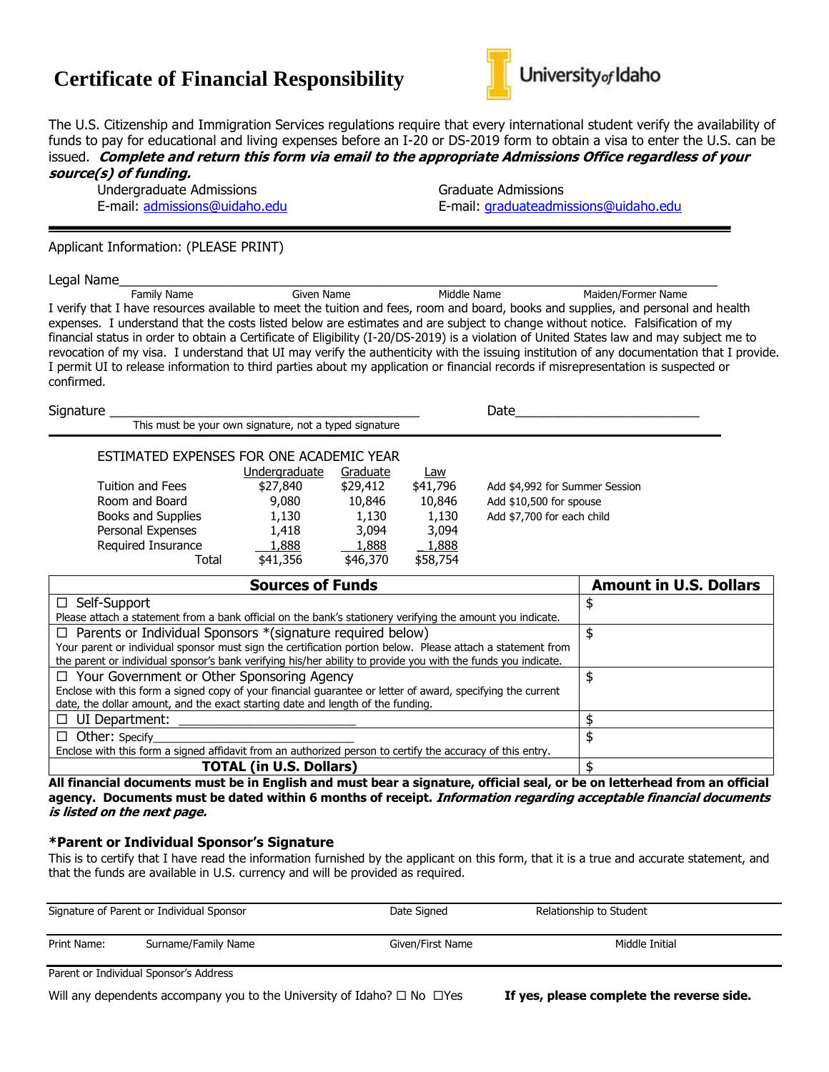# Certificate of Financial Responsibility

University of Idaho

The U.S. Citizenship and Immigration Services regulations require that every international student verify the availability of funds to pay for educational and living expenses before an I-20 or DS-2019 form to obtain a visa to enter the U.S. can be issued. ***Complete and return this form via email to the appropriate Admissions Office regardless of your source(s) of funding.***

Undergraduate Admissions
E-mail: admissions@uidaho.edu

Graduate Admissions
E-mail: graduateadmissions@uidaho.edu

---

Applicant Information: (PLEASE PRINT)

Legal Name_______________________________________________________________________________

Family Name | Given Name | Middle Name | Maiden/Former Name

I verify that I have resources available to meet the tuition and fees, room and board, books and supplies, and personal and health expenses. I understand that the costs listed below are estimates and are subject to change without notice. Falsification of my financial status in order to obtain a Certificate of Eligibility (I-20/DS-2019) is a violation of United States law and may subject me to revocation of my visa. I understand that UI may verify the authenticity with the issuing institution of any documentation that I provide. I permit UI to release information to third parties about my application or financial records if misrepresentation is suspected or confirmed.

Signature ________________________________________ Date________________________

This must be your own signature, not a typed signature

---

ESTIMATED EXPENSES FOR ONE ACADEMIC YEAR

| | Undergraduate | Graduate | Law | |
|---|---|---|---|---|
| Tuition and Fees | $27,840 | $29,412 | $41,796 | Add $4,992 for Summer Session |
| Room and Board | 9,080 | 10,846 | 10,846 | Add $10,500 for spouse |
| Books and Supplies | 1,130 | 1,130 | 1,130 | Add $7,700 for each child |
| Personal Expenses | 1,418 | 3,094 | 3,094 | |
| Required Insurance | 1,888 | 1,888 | 1,888 | |
| Total | $41,356 | $46,370 | $58,754 | |

| Sources of Funds | Amount in U.S. Dollars |
|---|---|
| ☐ Self-Support<br>Please attach a statement from a bank official on the bank's stationery verifying the amount you indicate. | $ |
| ☐ Parents or Individual Sponsors *(signature required below)<br>Your parent or individual sponsor must sign the certification portion below. Please attach a statement from the parent or individual sponsor's bank verifying his/her ability to provide you with the funds you indicate. | $ |
| ☐ Your Government or Other Sponsoring Agency<br>Enclose with this form a signed copy of your financial guarantee or letter of award, specifying the current date, the dollar amount, and the exact starting date and length of the funding. | $ |
| ☐ UI Department: ________________________ | $ |
| ☐ Other: Specify____________________________<br>Enclose with this form a signed affidavit from an authorized person to certify the accuracy of this entry. | $ |
| **TOTAL (in U.S. Dollars)** | $ |

**All financial documents must be in English and must bear a signature, official seal, or be on letterhead from an official agency. Documents must be dated within 6 months of receipt. *Information regarding acceptable financial documents is listed on the next page.***

### *Parent or Individual Sponsor's Signature

This is to certify that I have read the information furnished by the applicant on this form, that it is a true and accurate statement, and that the funds are available in U.S. currency and will be provided as required.

Signature of Parent or Individual Sponsor | Date Signed | Relationship to Student

Print Name: Surname/Family Name | Given/First Name | Middle Initial

Parent or Individual Sponsor's Address

Will any dependents accompany you to the University of Idaho? ☐ No ☐Yes **If yes, please complete the reverse side.**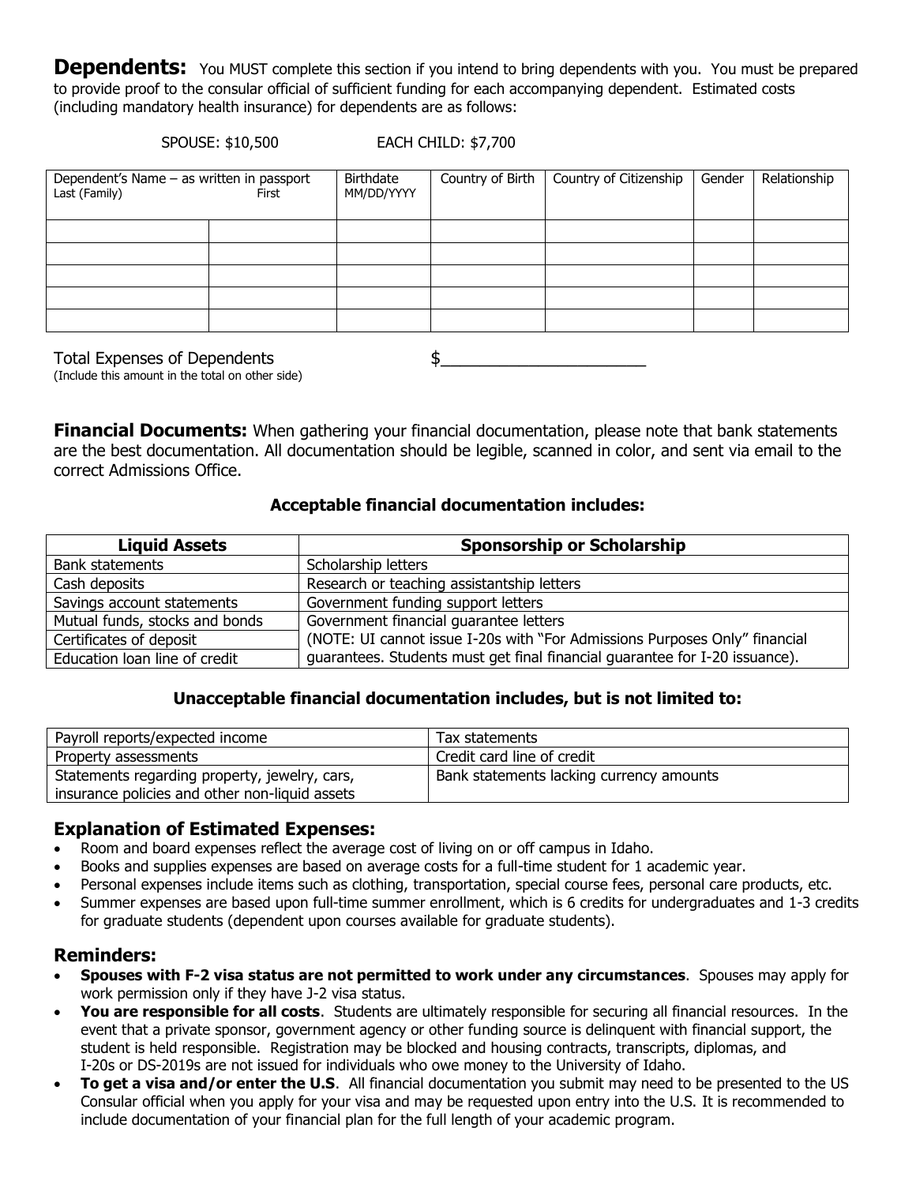**Dependents:** You MUST complete this section if you intend to bring dependents with you. You must be prepared to provide proof to the consular official of sufficient funding for each accompanying dependent. Estimated costs (including mandatory health insurance) for dependents are as follows:

SPOUSE: $10,500 EACH CHILD: $7,700

| Dependent's Name – as written in passport<br>Last (Family) | First | Birthdate<br>MM/DD/YYYY | Country of Birth | Country of Citizenship | Gender | Relationship |
|---|---|---|---|---|---|---|
| | | | | | | |
| | | | | | | |
| | | | | | | |
| | | | | | | |
| | | | | | | |

Total Expenses of Dependents $______________________
(Include this amount in the total on other side)

**Financial Documents:** When gathering your financial documentation, please note that bank statements are the best documentation. All documentation should be legible, scanned in color, and sent via email to the correct Admissions Office.

**Acceptable financial documentation includes:**

| Liquid Assets | Sponsorship or Scholarship |
|---|---|
| Bank statements | Scholarship letters |
| Cash deposits | Research or teaching assistantship letters |
| Savings account statements | Government funding support letters |
| Mutual funds, stocks and bonds | Government financial guarantee letters<br>(NOTE: UI cannot issue I-20s with "For Admissions Purposes Only" financial guarantees. Students must get final financial guarantee for I-20 issuance). |
| Certificates of deposit | |
| Education loan line of credit | |

**Unacceptable financial documentation includes, but is not limited to:**

| | |
|---|---|
| Payroll reports/expected income | Tax statements |
| Property assessments | Credit card line of credit |
| Statements regarding property, jewelry, cars, insurance policies and other non-liquid assets | Bank statements lacking currency amounts |

## Explanation of Estimated Expenses:

- Room and board expenses reflect the average cost of living on or off campus in Idaho.
- Books and supplies expenses are based on average costs for a full-time student for 1 academic year.
- Personal expenses include items such as clothing, transportation, special course fees, personal care products, etc.
- Summer expenses are based upon full-time summer enrollment, which is 6 credits for undergraduates and 1-3 credits for graduate students (dependent upon courses available for graduate students).

## Reminders:

- **Spouses with F-2 visa status are not permitted to work under any circumstances**. Spouses may apply for work permission only if they have J-2 visa status.
- **You are responsible for all costs**. Students are ultimately responsible for securing all financial resources. In the event that a private sponsor, government agency or other funding source is delinquent with financial support, the student is held responsible. Registration may be blocked and housing contracts, transcripts, diplomas, and I-20s or DS-2019s are not issued for individuals who owe money to the University of Idaho.
- **To get a visa and/or enter the U.S**. All financial documentation you submit may need to be presented to the US Consular official when you apply for your visa and may be requested upon entry into the U.S. It is recommended to include documentation of your financial plan for the full length of your academic program.